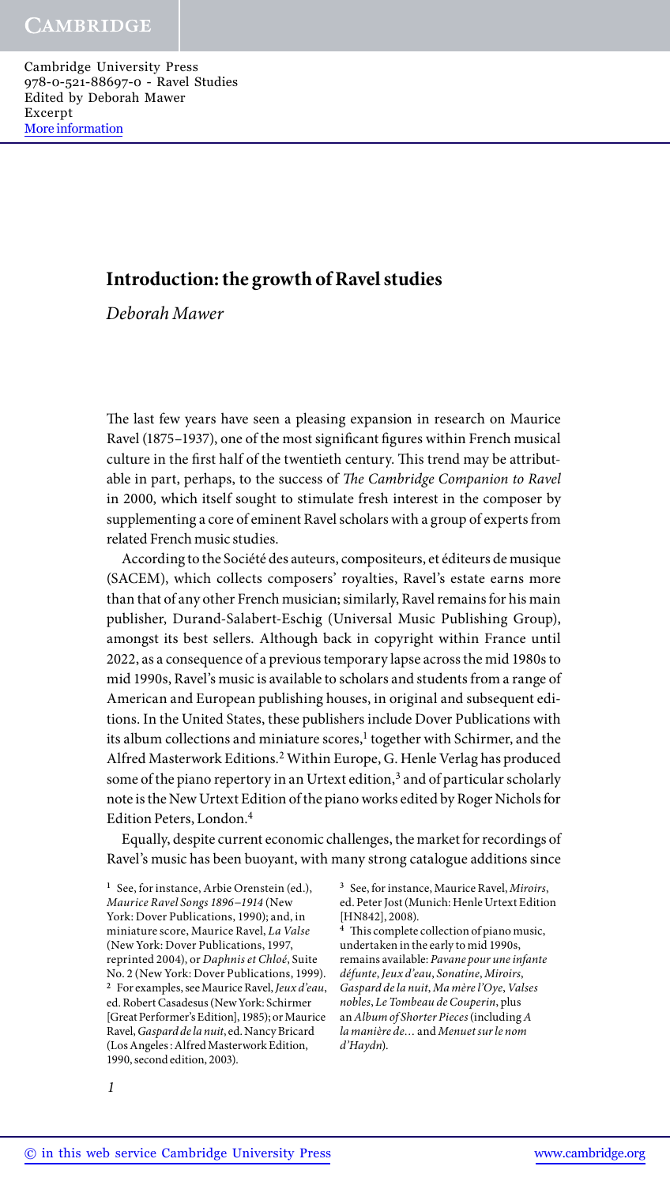# Introduction: the growth of Ravel studies

*Deborah Mawer*

The last few years have seen a pleasing expansion in research on Maurice Ravel (1875–1937), one of the most significant figures within French musical culture in the first half of the twentieth century. This trend may be attributable in part, perhaps, to the success of *The Cambridge Companion to Ravel* in 2000, which itself sought to stimulate fresh interest in the composer by supplementing a core of eminent Ravel scholars with a group of experts from related French music studies.

According to the Société des auteurs, compositeurs, et éditeurs de musique (SACEM), which collects composers' royalties, Ravel's estate earns more than that of any other French musician; similarly, Ravel remains for his main publisher, Durand-Salabert-Eschig (Universal Music Publishing Group), amongst its best sellers. Although back in copyright within France until 2022, as a consequence of a previous temporary lapse across the mid 1980s to mid 1990s, Ravel's music is available to scholars and students from a range of American and European publishing houses, in original and subsequent editions. In the United States, these publishers include Dover Publications with its album collections and miniature scores,[1] together with Schirmer, and the Alfred Masterwork Editions.[2] Within Europe, G. Henle Verlag has produced some of the piano repertory in an Urtext edition,[3] and of particular scholarly note is the New Urtext Edition of the piano works edited by Roger Nichols for Edition Peters, London.[4]

Equally, despite current economic challenges, the market for recordings of Ravel's music has been buoyant, with many strong catalogue additions since

---

[1] See, for instance, Arbie Orenstein (ed.), *Maurice Ravel Songs 1896–1914* (New York: Dover Publications, 1990); and, in miniature score, Maurice Ravel, *La Valse* (New York: Dover Publications, 1997, reprinted 2004), or *Daphnis et Chloé*, Suite No. 2 (New York: Dover Publications, 1999).

[2] For examples, see Maurice Ravel, *Jeux d'eau*, ed. Robert Casadesus (New York: Schirmer [Great Performer's Edition], 1985); or Maurice Ravel, *Gaspard de la nuit*, ed. Nancy Bricard (Los Angeles : Alfred Masterwork Edition, 1990, second edition, 2003).

[3] See, for instance, Maurice Ravel, *Miroirs*, ed. Peter Jost (Munich: Henle Urtext Edition [HN842], 2008).

[4] This complete collection of piano music, undertaken in the early to mid 1990s, remains available: *Pavane pour une infante défunte*, *Jeux d'eau*, *Sonatine*, *Miroirs*, *Gaspard de la nuit*, *Ma mère l'Oye*, *Valses nobles*, *Le Tombeau de Couperin*, plus an *Album of Shorter Pieces* (including *A la manière de…* and *Menuet sur le nom d'Haydn*).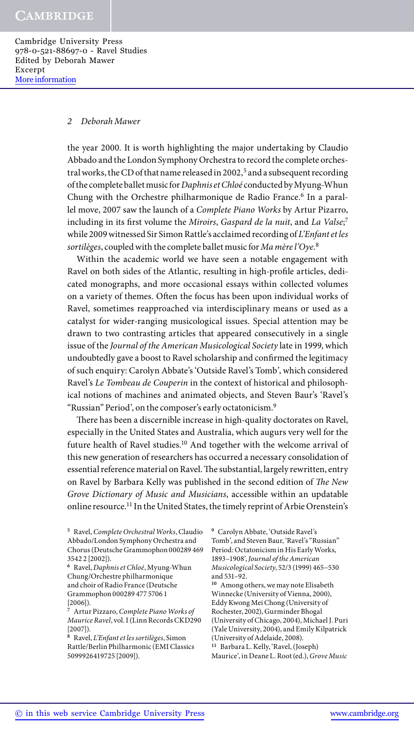the year 2000. It is worth highlighting the major undertaking by Claudio Abbado and the London Symphony Orchestra to record the complete orchestral works, the CD of that name released in 2002,[5] and a subsequent recording of the complete ballet music for *Daphnis et Chloé* conducted by Myung-Whun Chung with the Orchestre philharmonique de Radio France.[6] In a parallel move, 2007 saw the launch of a *Complete Piano Works* by Artur Pizarro, including in its first volume the *Miroirs*, *Gaspard de la nuit*, and *La Valse*;[7] while 2009 witnessed Sir Simon Rattle's acclaimed recording of *L'Enfant et les sortilèges*, coupled with the complete ballet music for *Ma mère l'Oye*.[8]

Within the academic world we have seen a notable engagement with Ravel on both sides of the Atlantic, resulting in high-profile articles, dedicated monographs, and more occasional essays within collected volumes on a variety of themes. Often the focus has been upon individual works of Ravel, sometimes reapproached via interdisciplinary means or used as a catalyst for wider-ranging musicological issues. Special attention may be drawn to two contrasting articles that appeared consecutively in a single issue of the *Journal of the American Musicological Society* late in 1999, which undoubtedly gave a boost to Ravel scholarship and confirmed the legitimacy of such enquiry: Carolyn Abbate's 'Outside Ravel's Tomb', which considered Ravel's *Le Tombeau de Couperin* in the context of historical and philosophical notions of machines and animated objects, and Steven Baur's 'Ravel's "Russian" Period', on the composer's early octatonicism.[9]

There has been a discernible increase in high-quality doctorates on Ravel, especially in the United States and Australia, which augurs very well for the future health of Ravel studies.[10] And together with the welcome arrival of this new generation of researchers has occurred a necessary consolidation of essential reference material on Ravel. The substantial, largely rewritten, entry on Ravel by Barbara Kelly was published in the second edition of *The New Grove Dictionary of Music and Musicians*, accessible within an updatable online resource.[11] In the United States, the timely reprint of Arbie Orenstein's

[5] Ravel, *Complete Orchestral Works*, Claudio Abbado/London Symphony Orchestra and Chorus (Deutsche Grammophon 000289 469 3542 2 [2002]).

[6] Ravel, *Daphnis et Chloé*, Myung-Whun Chung/Orchestre philharmonique and choir of Radio France (Deutsche Grammophon 000289 477 5706 1 [2006]).

[7] Artur Pizzaro, *Complete Piano Works of Maurice Ravel*, vol. I (Linn Records CKD290 [2007]).

[8] Ravel, *L'Enfant et les sortilèges*, Simon Rattle/Berlin Philharmonic (EMI Classics 5099926419725 [2009]).

[9] Carolyn Abbate, 'Outside Ravel's Tomb', and Steven Baur, 'Ravel's "Russian" Period: Octatonicism in His Early Works, 1893–1908', *Journal of the American Musicological Society*, 52/3 (1999) 465–530 and 531–92.

[10] Among others, we may note Elisabeth Winnecke (University of Vienna, 2000), Eddy Kwong Mei Chong (University of Rochester, 2002), Gurminder Bhogal (University of Chicago, 2004), Michael J. Puri (Yale University, 2004), and Emily Kilpatrick (University of Adelaide, 2008).

[11] Barbara L. Kelly, 'Ravel, (Joseph) Maurice', in Deane L. Root (ed.), *Grove Music*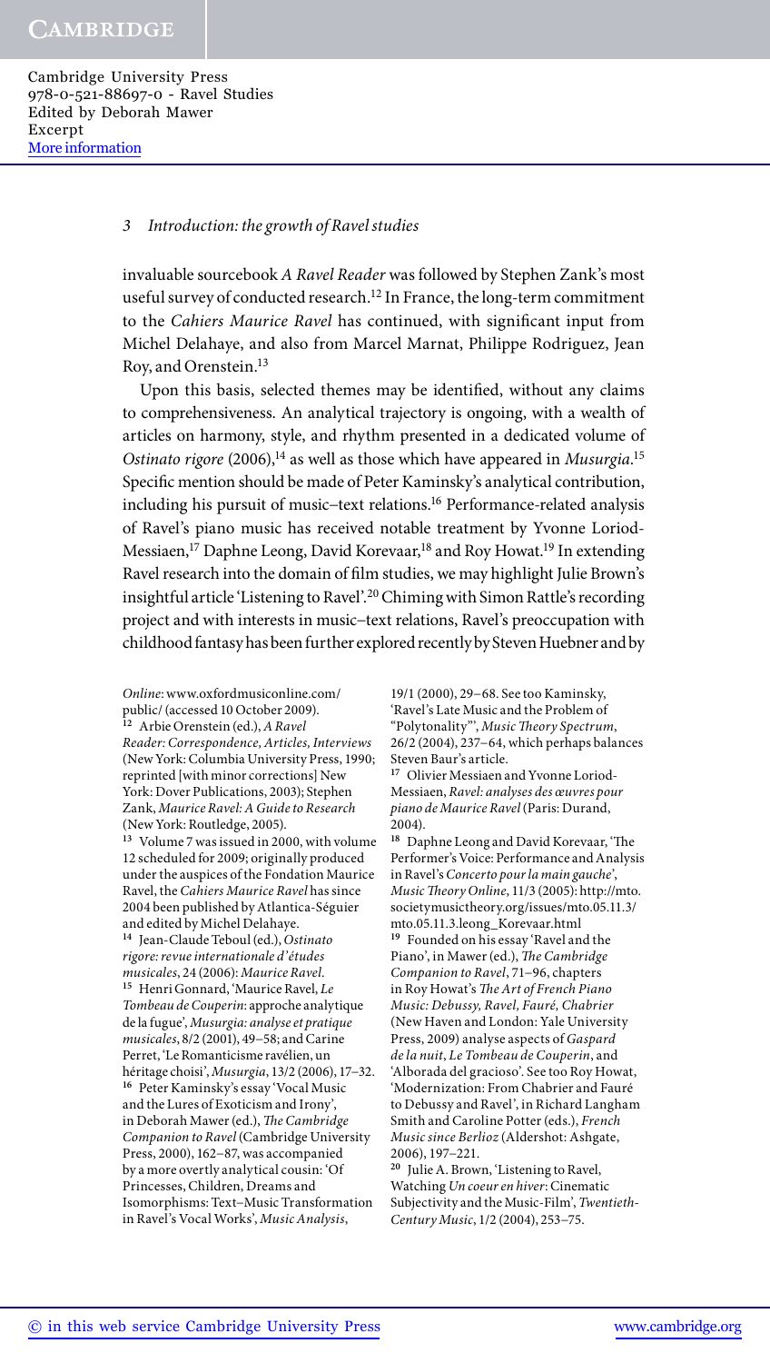invaluable sourcebook *A Ravel Reader* was followed by Stephen Zank's most useful survey of conducted research.[12] In France, the long-term commitment to the *Cahiers Maurice Ravel* has continued, with significant input from Michel Delahaye, and also from Marcel Marnat, Philippe Rodriguez, Jean Roy, and Orenstein.[13]

Upon this basis, selected themes may be identified, without any claims to comprehensiveness. An analytical trajectory is ongoing, with a wealth of articles on harmony, style, and rhythm presented in a dedicated volume of *Ostinato rigore* (2006),[14] as well as those which have appeared in *Musurgia*.[15] Specific mention should be made of Peter Kaminsky's analytical contribution, including his pursuit of music–text relations.[16] Performance-related analysis of Ravel's piano music has received notable treatment by Yvonne Loriod-Messiaen,[17] Daphne Leong, David Korevaar,[18] and Roy Howat.[19] In extending Ravel research into the domain of film studies, we may highlight Julie Brown's insightful article 'Listening to Ravel'.[20] Chiming with Simon Rattle's recording project and with interests in music–text relations, Ravel's preoccupation with childhood fantasy has been further explored recently by Steven Huebner and by

*Online*: www.oxfordmusiconline.com/public/ (accessed 10 October 2009).

[12] Arbie Orenstein (ed.), *A Ravel Reader: Correspondence, Articles, Interviews* (New York: Columbia University Press, 1990; reprinted [with minor corrections] New York: Dover Publications, 2003); Stephen Zank, *Maurice Ravel: A Guide to Research* (New York: Routledge, 2005).

[13] Volume 7 was issued in 2000, with volume 12 scheduled for 2009; originally produced under the auspices of the Fondation Maurice Ravel, the *Cahiers Maurice Ravel* has since 2004 been published by Atlantica-Séguier and edited by Michel Delahaye.

[14] Jean-Claude Teboul (ed.), *Ostinato rigore: revue internationale d'études musicales*, 24 (2006): *Maurice Ravel*.

[15] Henri Gonnard, 'Maurice Ravel, *Le Tombeau de Couperin*: approche analytique de la fugue', *Musurgia: analyse et pratique musicales*, 8/2 (2001), 49–58; and Carine Perret, 'Le Romanticisme ravélien, un héritage choisi', *Musurgia*, 13/2 (2006), 17–32.

[16] Peter Kaminsky's essay 'Vocal Music and the Lures of Exoticism and Irony', in Deborah Mawer (ed.), *The Cambridge Companion to Ravel* (Cambridge University Press, 2000), 162–87, was accompanied by a more overtly analytical cousin: 'Of Princesses, Children, Dreams and Isomorphisms: Text–Music Transformation in Ravel's Vocal Works', *Music Analysis*, 19/1 (2000), 29–68. See too Kaminsky, 'Ravel's Late Music and the Problem of "Polytonality"', *Music Theory Spectrum*, 26/2 (2004), 237–64, which perhaps balances Steven Baur's article.

[17] Olivier Messiaen and Yvonne Loriod-Messiaen, *Ravel: analyses des œuvres pour piano de Maurice Ravel* (Paris: Durand, 2004).

[18] Daphne Leong and David Korevaar, 'The Performer's Voice: Performance and Analysis in Ravel's *Concerto pour la main gauche*', *Music Theory Online*, 11/3 (2005): http://mto.societymusictheory.org/issues/mto.05.11.3/mto.05.11.3.leong_Korevaar.html

[19] Founded on his essay 'Ravel and the Piano', in Mawer (ed.), *The Cambridge Companion to Ravel*, 71–96, chapters in Roy Howat's *The Art of French Piano Music: Debussy, Ravel, Fauré, Chabrier* (New Haven and London: Yale University Press, 2009) analyse aspects of *Gaspard de la nuit*, *Le Tombeau de Couperin*, and 'Alborada del gracioso'. See too Roy Howat, 'Modernization: From Chabrier and Fauré to Debussy and Ravel', in Richard Langham Smith and Caroline Potter (eds.), *French Music since Berlioz* (Aldershot: Ashgate, 2006), 197–221.

[20] Julie A. Brown, 'Listening to Ravel, Watching *Un coeur en hiver*: Cinematic Subjectivity and the Music-Film', *Twentieth-Century Music*, 1/2 (2004), 253–75.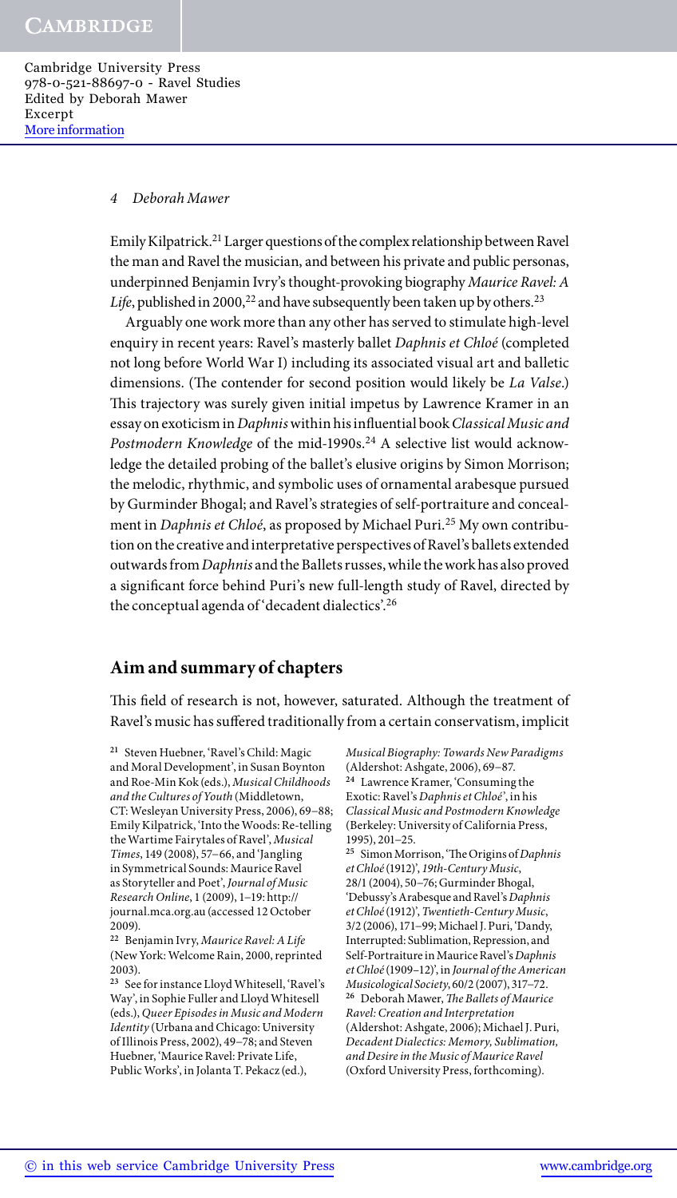Emily Kilpatrick.[21] Larger questions of the complex relationship between Ravel the man and Ravel the musician, and between his private and public personas, underpinned Benjamin Ivry's thought-provoking biography *Maurice Ravel: A Life*, published in 2000,[22] and have subsequently been taken up by others.[23]

Arguably one work more than any other has served to stimulate high-level enquiry in recent years: Ravel's masterly ballet *Daphnis et Chloé* (completed not long before World War I) including its associated visual art and balletic dimensions. (The contender for second position would likely be *La Valse*.) This trajectory was surely given initial impetus by Lawrence Kramer in an essay on exoticism in *Daphnis* within his influential book *Classical Music and Postmodern Knowledge* of the mid-1990s.[24] A selective list would acknowledge the detailed probing of the ballet's elusive origins by Simon Morrison; the melodic, rhythmic, and symbolic uses of ornamental arabesque pursued by Gurminder Bhogal; and Ravel's strategies of self-portraiture and concealment in *Daphnis et Chloé*, as proposed by Michael Puri.[25] My own contribution on the creative and interpretative perspectives of Ravel's ballets extended outwards from *Daphnis* and the Ballets russes, while the work has also proved a significant force behind Puri's new full-length study of Ravel, directed by the conceptual agenda of 'decadent dialectics'.[26]

## Aim and summary of chapters

This field of research is not, however, saturated. Although the treatment of Ravel's music has suffered traditionally from a certain conservatism, implicit

[21] Steven Huebner, 'Ravel's Child: Magic and Moral Development', in Susan Boynton and Roe-Min Kok (eds.), *Musical Childhoods and the Cultures of Youth* (Middletown, CT: Wesleyan University Press, 2006), 69–88; Emily Kilpatrick, 'Into the Woods: Re-telling the Wartime Fairytales of Ravel', *Musical Times*, 149 (2008), 57–66, and 'Jangling in Symmetrical Sounds: Maurice Ravel as Storyteller and Poet', *Journal of Music Research Online*, 1 (2009), 1–19: http://journal.mca.org.au (accessed 12 October 2009).

[22] Benjamin Ivry, *Maurice Ravel: A Life* (New York: Welcome Rain, 2000, reprinted 2003).

[23] See for instance Lloyd Whitesell, 'Ravel's Way', in Sophie Fuller and Lloyd Whitesell (eds.), *Queer Episodes in Music and Modern Identity* (Urbana and Chicago: University of Illinois Press, 2002), 49–78; and Steven Huebner, 'Maurice Ravel: Private Life, Public Works', in Jolanta T. Pekacz (ed.), *Musical Biography: Towards New Paradigms* (Aldershot: Ashgate, 2006), 69–87.

[24] Lawrence Kramer, 'Consuming the Exotic: Ravel's *Daphnis et Chloé*', in his *Classical Music and Postmodern Knowledge* (Berkeley: University of California Press, 1995), 201–25.

[25] Simon Morrison, 'The Origins of *Daphnis et Chloé* (1912)', *19th-Century Music*, 28/1 (2004), 50–76; Gurminder Bhogal, 'Debussy's Arabesque and Ravel's *Daphnis et Chloé* (1912)', *Twentieth-Century Music*, 3/2 (2006), 171–99; Michael J. Puri, 'Dandy, Interrupted: Sublimation, Repression, and Self-Portraiture in Maurice Ravel's *Daphnis et Chloé* (1909–12)', in *Journal of the American Musicological Society*, 60/2 (2007), 317–72.

[26] Deborah Mawer, *The Ballets of Maurice Ravel: Creation and Interpretation* (Aldershot: Ashgate, 2006); Michael J. Puri, *Decadent Dialectics: Memory, Sublimation, and Desire in the Music of Maurice Ravel* (Oxford University Press, forthcoming).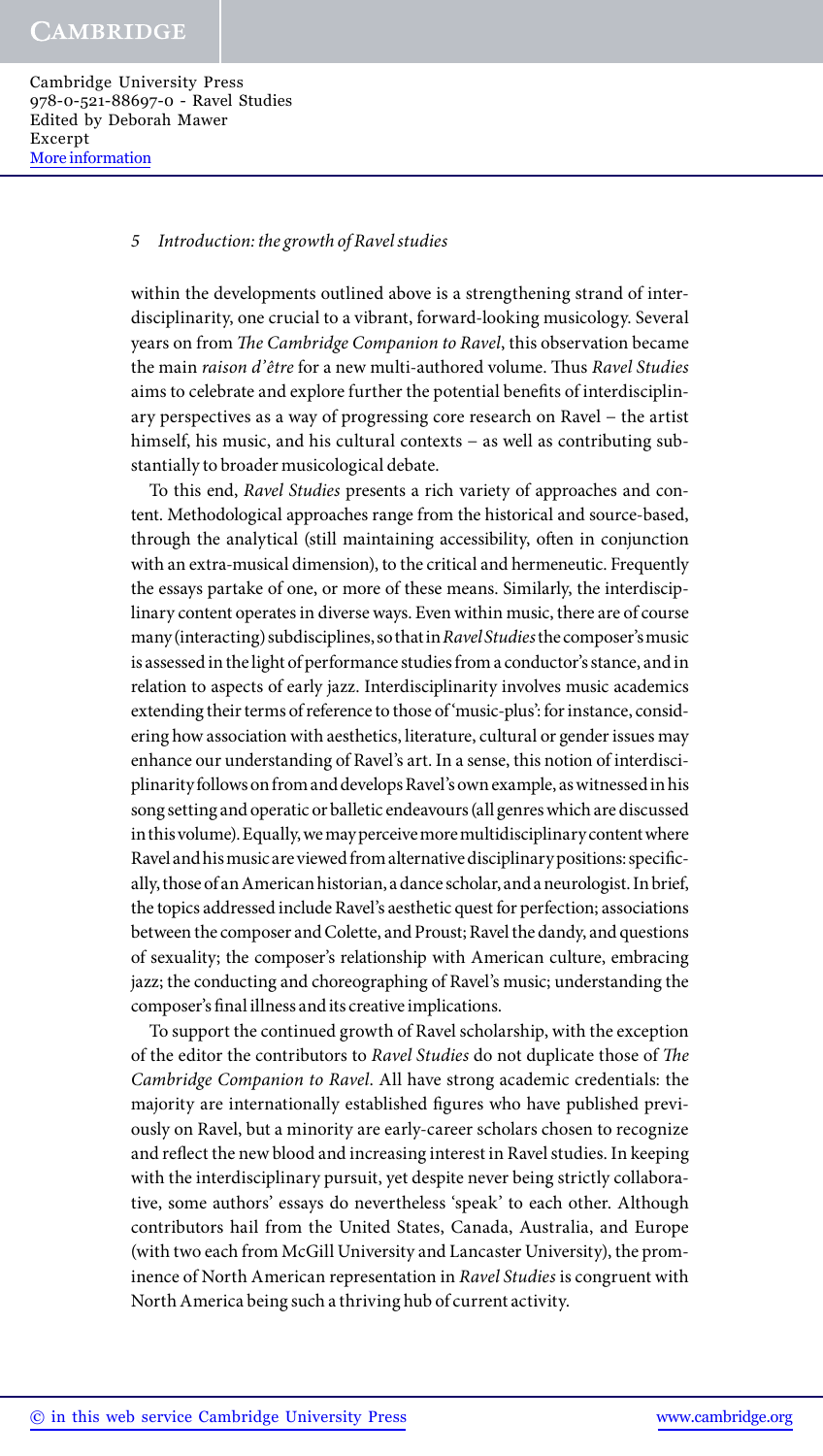within the developments outlined above is a strengthening strand of interdisciplinarity, one crucial to a vibrant, forward-looking musicology. Several years on from *The Cambridge Companion to Ravel*, this observation became the main *raison d'être* for a new multi-authored volume. Thus *Ravel Studies* aims to celebrate and explore further the potential benefits of interdisciplinary perspectives as a way of progressing core research on Ravel – the artist himself, his music, and his cultural contexts – as well as contributing substantially to broader musicological debate.

To this end, *Ravel Studies* presents a rich variety of approaches and content. Methodological approaches range from the historical and source-based, through the analytical (still maintaining accessibility, often in conjunction with an extra-musical dimension), to the critical and hermeneutic. Frequently the essays partake of one, or more of these means. Similarly, the interdisciplinary content operates in diverse ways. Even within music, there are of course many (interacting) subdisciplines, so that in *Ravel Studies* the composer's music is assessed in the light of performance studies from a conductor's stance, and in relation to aspects of early jazz. Interdisciplinarity involves music academics extending their terms of reference to those of 'music-plus': for instance, considering how association with aesthetics, literature, cultural or gender issues may enhance our understanding of Ravel's art. In a sense, this notion of interdisciplinarity follows on from and develops Ravel's own example, as witnessed in his song setting and operatic or balletic endeavours (all genres which are discussed in this volume). Equally, we may perceive more multidisciplinary content where Ravel and his music are viewed from alternative disciplinary positions: specifically, those of an American historian, a dance scholar, and a neurologist. In brief, the topics addressed include Ravel's aesthetic quest for perfection; associations between the composer and Colette, and Proust; Ravel the dandy, and questions of sexuality; the composer's relationship with American culture, embracing jazz; the conducting and choreographing of Ravel's music; understanding the composer's final illness and its creative implications.

To support the continued growth of Ravel scholarship, with the exception of the editor the contributors to *Ravel Studies* do not duplicate those of *The Cambridge Companion to Ravel*. All have strong academic credentials: the majority are internationally established figures who have published previously on Ravel, but a minority are early-career scholars chosen to recognize and reflect the new blood and increasing interest in Ravel studies. In keeping with the interdisciplinary pursuit, yet despite never being strictly collaborative, some authors' essays do nevertheless 'speak' to each other. Although contributors hail from the United States, Canada, Australia, and Europe (with two each from McGill University and Lancaster University), the prominence of North American representation in *Ravel Studies* is congruent with North America being such a thriving hub of current activity.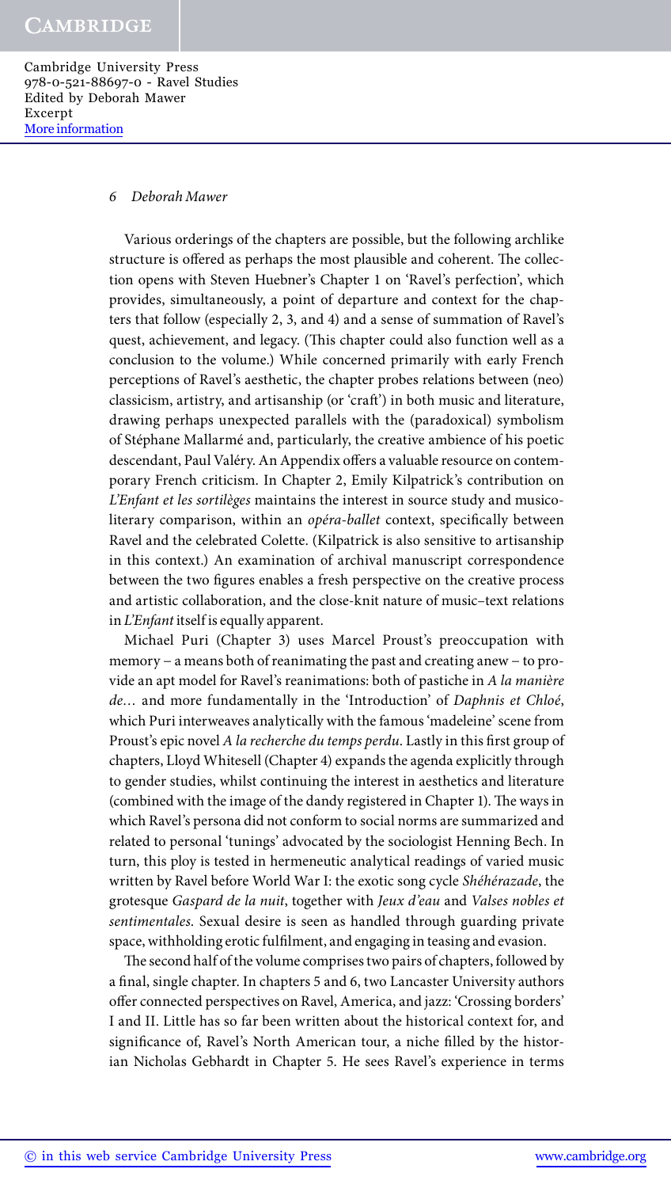Various orderings of the chapters are possible, but the following archlike structure is offered as perhaps the most plausible and coherent. The collection opens with Steven Huebner's Chapter 1 on 'Ravel's perfection', which provides, simultaneously, a point of departure and context for the chapters that follow (especially 2, 3, and 4) and a sense of summation of Ravel's quest, achievement, and legacy. (This chapter could also function well as a conclusion to the volume.) While concerned primarily with early French perceptions of Ravel's aesthetic, the chapter probes relations between (neo) classicism, artistry, and artisanship (or 'craft') in both music and literature, drawing perhaps unexpected parallels with the (paradoxical) symbolism of Stéphane Mallarmé and, particularly, the creative ambience of his poetic descendant, Paul Valéry. An Appendix offers a valuable resource on contemporary French criticism. In Chapter 2, Emily Kilpatrick's contribution on *L'Enfant et les sortilèges* maintains the interest in source study and musico-literary comparison, within an *opéra-ballet* context, specifically between Ravel and the celebrated Colette. (Kilpatrick is also sensitive to artisanship in this context.) An examination of archival manuscript correspondence between the two figures enables a fresh perspective on the creative process and artistic collaboration, and the close-knit nature of music–text relations in *L'Enfant* itself is equally apparent.

Michael Puri (Chapter 3) uses Marcel Proust's preoccupation with memory – a means both of reanimating the past and creating anew – to provide an apt model for Ravel's reanimations: both of pastiche in *A la manière de…* and more fundamentally in the 'Introduction' of *Daphnis et Chloé*, which Puri interweaves analytically with the famous 'madeleine' scene from Proust's epic novel *A la recherche du temps perdu*. Lastly in this first group of chapters, Lloyd Whitesell (Chapter 4) expands the agenda explicitly through to gender studies, whilst continuing the interest in aesthetics and literature (combined with the image of the dandy registered in Chapter 1). The ways in which Ravel's persona did not conform to social norms are summarized and related to personal 'tunings' advocated by the sociologist Henning Bech. In turn, this ploy is tested in hermeneutic analytical readings of varied music written by Ravel before World War I: the exotic song cycle *Shéhérazade*, the grotesque *Gaspard de la nuit*, together with *Jeux d'eau* and *Valses nobles et sentimentales*. Sexual desire is seen as handled through guarding private space, withholding erotic fulfilment, and engaging in teasing and evasion.

The second half of the volume comprises two pairs of chapters, followed by a final, single chapter. In chapters 5 and 6, two Lancaster University authors offer connected perspectives on Ravel, America, and jazz: 'Crossing borders' I and II. Little has so far been written about the historical context for, and significance of, Ravel's North American tour, a niche filled by the historian Nicholas Gebhardt in Chapter 5. He sees Ravel's experience in terms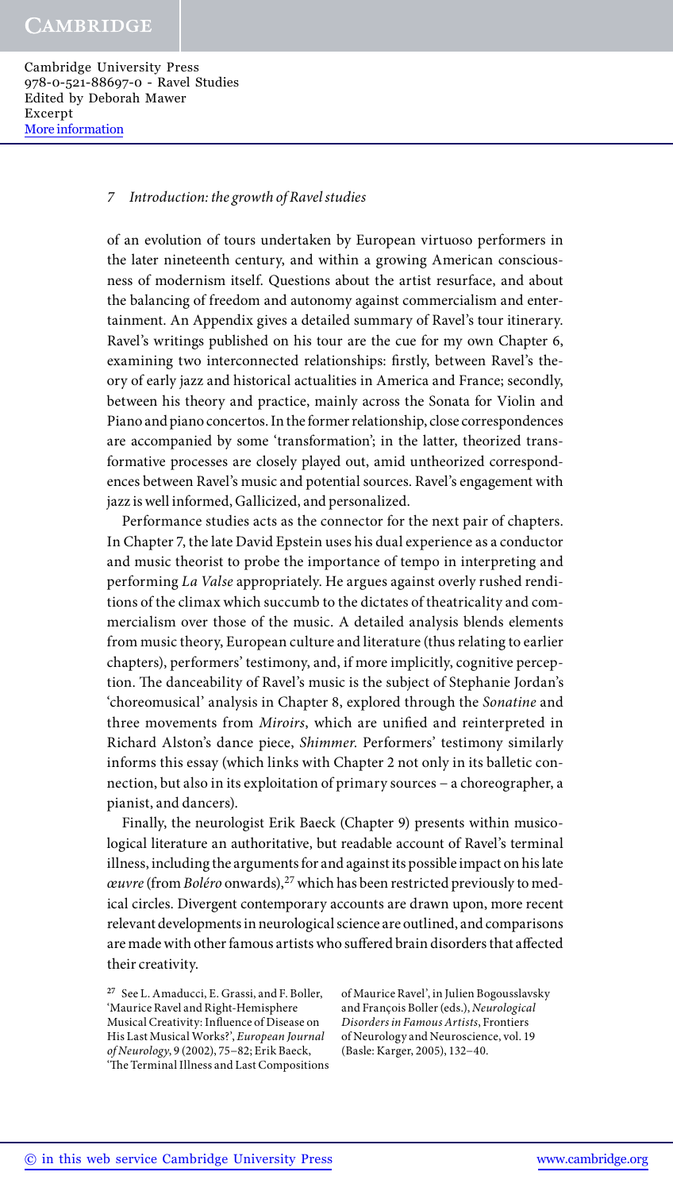of an evolution of tours undertaken by European virtuoso performers in the later nineteenth century, and within a growing American consciousness of modernism itself. Questions about the artist resurface, and about the balancing of freedom and autonomy against commercialism and entertainment. An Appendix gives a detailed summary of Ravel's tour itinerary. Ravel's writings published on his tour are the cue for my own Chapter 6, examining two interconnected relationships: firstly, between Ravel's theory of early jazz and historical actualities in America and France; secondly, between his theory and practice, mainly across the Sonata for Violin and Piano and piano concertos. In the former relationship, close correspondences are accompanied by some 'transformation'; in the latter, theorized transformative processes are closely played out, amid untheorized correspondences between Ravel's music and potential sources. Ravel's engagement with jazz is well informed, Gallicized, and personalized.

Performance studies acts as the connector for the next pair of chapters. In Chapter 7, the late David Epstein uses his dual experience as a conductor and music theorist to probe the importance of tempo in interpreting and performing *La Valse* appropriately. He argues against overly rushed renditions of the climax which succumb to the dictates of theatricality and commercialism over those of the music. A detailed analysis blends elements from music theory, European culture and literature (thus relating to earlier chapters), performers' testimony, and, if more implicitly, cognitive perception. The danceability of Ravel's music is the subject of Stephanie Jordan's 'choreomusical' analysis in Chapter 8, explored through the *Sonatine* and three movements from *Miroirs*, which are unified and reinterpreted in Richard Alston's dance piece, *Shimmer*. Performers' testimony similarly informs this essay (which links with Chapter 2 not only in its balletic connection, but also in its exploitation of primary sources – a choreographer, a pianist, and dancers).

Finally, the neurologist Erik Baeck (Chapter 9) presents within musicological literature an authoritative, but readable account of Ravel's terminal illness, including the arguments for and against its possible impact on his late *œuvre* (from *Boléro* onwards),[27] which has been restricted previously to medical circles. Divergent contemporary accounts are drawn upon, more recent relevant developments in neurological science are outlined, and comparisons are made with other famous artists who suffered brain disorders that affected their creativity.

[27] See L. Amaducci, E. Grassi, and F. Boller, 'Maurice Ravel and Right-Hemisphere Musical Creativity: Influence of Disease on His Last Musical Works?', *European Journal of Neurology*, 9 (2002), 75–82; Erik Baeck, 'The Terminal Illness and Last Compositions of Maurice Ravel', in Julien Bogousslavsky and François Boller (eds.), *Neurological Disorders in Famous Artists*, Frontiers of Neurology and Neuroscience, vol. 19 (Basle: Karger, 2005), 132–40.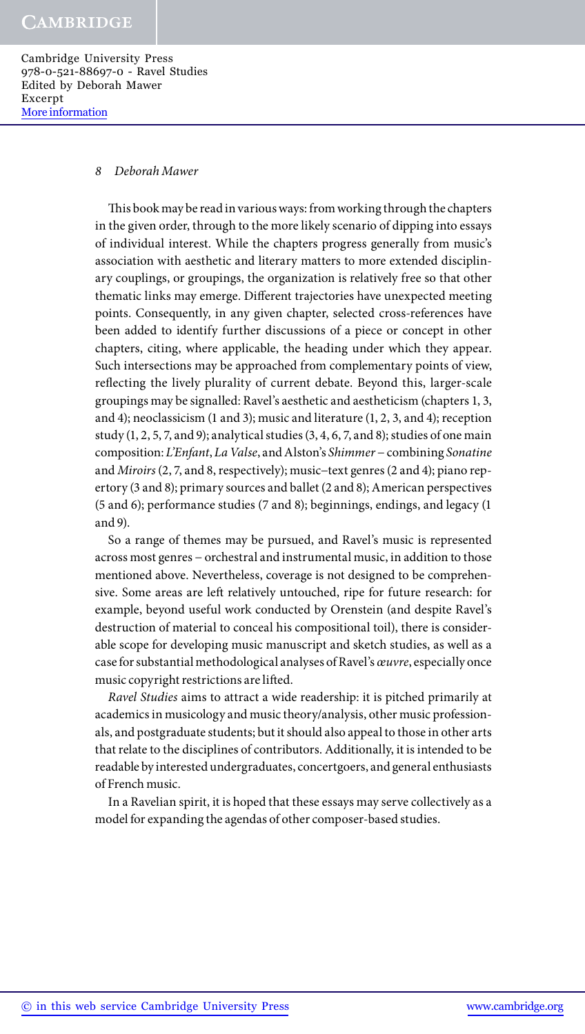This book may be read in various ways: from working through the chapters in the given order, through to the more likely scenario of dipping into essays of individual interest. While the chapters progress generally from music's association with aesthetic and literary matters to more extended disciplinary couplings, or groupings, the organization is relatively free so that other thematic links may emerge. Different trajectories have unexpected meeting points. Consequently, in any given chapter, selected cross-references have been added to identify further discussions of a piece or concept in other chapters, citing, where applicable, the heading under which they appear. Such intersections may be approached from complementary points of view, reflecting the lively plurality of current debate. Beyond this, larger-scale groupings may be signalled: Ravel's aesthetic and aestheticism (chapters 1, 3, and 4); neoclassicism (1 and 3); music and literature (1, 2, 3, and 4); reception study (1, 2, 5, 7, and 9); analytical studies (3, 4, 6, 7, and 8); studies of one main composition: *L'Enfant*, *La Valse*, and Alston's *Shimmer* – combining *Sonatine* and *Miroirs* (2, 7, and 8, respectively); music–text genres (2 and 4); piano repertory (3 and 8); primary sources and ballet (2 and 8); American perspectives (5 and 6); performance studies (7 and 8); beginnings, endings, and legacy (1 and 9).

So a range of themes may be pursued, and Ravel's music is represented across most genres – orchestral and instrumental music, in addition to those mentioned above. Nevertheless, coverage is not designed to be comprehensive. Some areas are left relatively untouched, ripe for future research: for example, beyond useful work conducted by Orenstein (and despite Ravel's destruction of material to conceal his compositional toil), there is considerable scope for developing music manuscript and sketch studies, as well as a case for substantial methodological analyses of Ravel's *œuvre*, especially once music copyright restrictions are lifted.

*Ravel Studies* aims to attract a wide readership: it is pitched primarily at academics in musicology and music theory/analysis, other music professionals, and postgraduate students; but it should also appeal to those in other arts that relate to the disciplines of contributors. Additionally, it is intended to be readable by interested undergraduates, concertgoers, and general enthusiasts of French music.

In a Ravelian spirit, it is hoped that these essays may serve collectively as a model for expanding the agendas of other composer-based studies.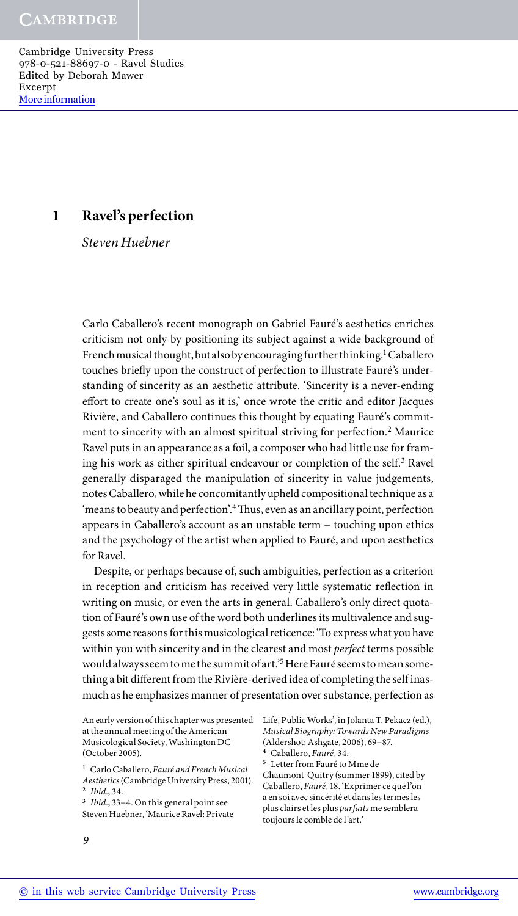# 1 Ravel's perfection

*Steven Huebner*

Carlo Caballero's recent monograph on Gabriel Fauré's aesthetics enriches criticism not only by positioning its subject against a wide background of French musical thought, but also by encouraging further thinking.[1] Caballero touches briefly upon the construct of perfection to illustrate Fauré's understanding of sincerity as an aesthetic attribute. 'Sincerity is a never-ending effort to create one's soul as it is,' once wrote the critic and editor Jacques Rivière, and Caballero continues this thought by equating Fauré's commitment to sincerity with an almost spiritual striving for perfection.[2] Maurice Ravel puts in an appearance as a foil, a composer who had little use for framing his work as either spiritual endeavour or completion of the self.[3] Ravel generally disparaged the manipulation of sincerity in value judgements, notes Caballero, while he concomitantly upheld compositional technique as a 'means to beauty and perfection'.[4] Thus, even as an ancillary point, perfection appears in Caballero's account as an unstable term – touching upon ethics and the psychology of the artist when applied to Fauré, and upon aesthetics for Ravel.

Despite, or perhaps because of, such ambiguities, perfection as a criterion in reception and criticism has received very little systematic reflection in writing on music, or even the arts in general. Caballero's only direct quotation of Fauré's own use of the word both underlines its multivalence and suggests some reasons for this musicological reticence: 'To express what you have within you with sincerity and in the clearest and most *perfect* terms possible would always seem to me the summit of art.'[5] Here Fauré seems to mean something a bit different from the Rivière-derived idea of completing the self inasmuch as he emphasizes manner of presentation over substance, perfection as

An early version of this chapter was presented at the annual meeting of the American Musicological Society, Washington DC (October 2005).

[1] Carlo Caballero, *Fauré and French Musical Aesthetics* (Cambridge University Press, 2001).

[2] *Ibid*., 34.

[3] *Ibid*., 33–4. On this general point see Steven Huebner, 'Maurice Ravel: Private Life, Public Works', in Jolanta T. Pekacz (ed.), *Musical Biography: Towards New Paradigms* (Aldershot: Ashgate, 2006), 69–87.

[4] Caballero, *Fauré*, 34.

[5] Letter from Fauré to Mme de Chaumont-Quitry (summer 1899), cited by Caballero, *Fauré*, 18. 'Exprimer ce que l'on a en soi avec sincérité et dans les termes les plus clairs et les plus *parfaits* me semblera toujours le comble de l'art.'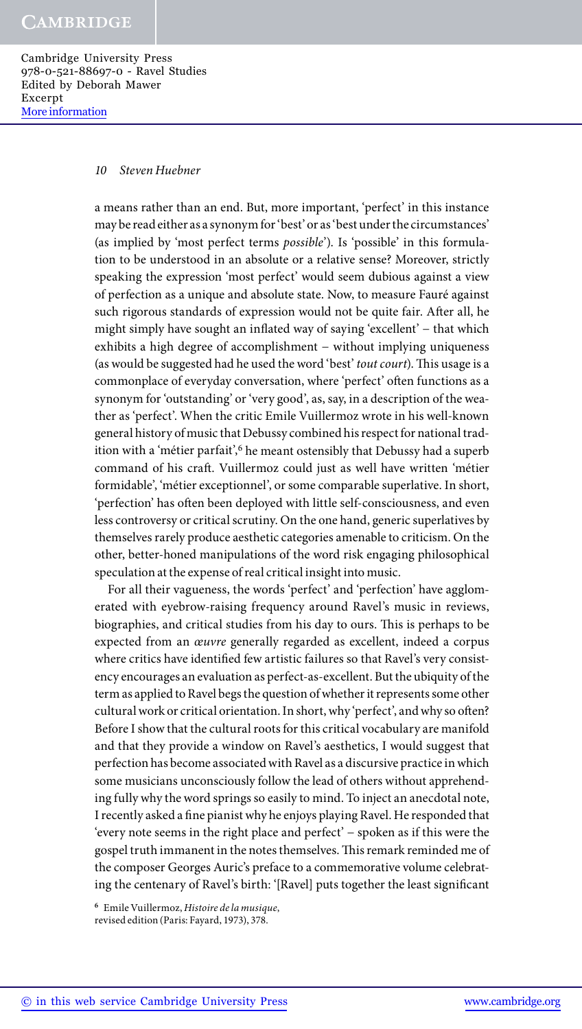a means rather than an end. But, more important, 'perfect' in this instance may be read either as a synonym for 'best' or as 'best under the circumstances' (as implied by 'most perfect terms *possible*'). Is 'possible' in this formulation to be understood in an absolute or a relative sense? Moreover, strictly speaking the expression 'most perfect' would seem dubious against a view of perfection as a unique and absolute state. Now, to measure Fauré against such rigorous standards of expression would not be quite fair. After all, he might simply have sought an inflated way of saying 'excellent' – that which exhibits a high degree of accomplishment – without implying uniqueness (as would be suggested had he used the word 'best' *tout court*). This usage is a commonplace of everyday conversation, where 'perfect' often functions as a synonym for 'outstanding' or 'very good', as, say, in a description of the weather as 'perfect'. When the critic Emile Vuillermoz wrote in his well-known general history of music that Debussy combined his respect for national tradition with a 'métier parfait',[6] he meant ostensibly that Debussy had a superb command of his craft. Vuillermoz could just as well have written 'métier formidable', 'métier exceptionnel', or some comparable superlative. In short, 'perfection' has often been deployed with little self-consciousness, and even less controversy or critical scrutiny. On the one hand, generic superlatives by themselves rarely produce aesthetic categories amenable to criticism. On the other, better-honed manipulations of the word risk engaging philosophical speculation at the expense of real critical insight into music.

For all their vagueness, the words 'perfect' and 'perfection' have agglomerated with eyebrow-raising frequency around Ravel's music in reviews, biographies, and critical studies from his day to ours. This is perhaps to be expected from an *œuvre* generally regarded as excellent, indeed a corpus where critics have identified few artistic failures so that Ravel's very consistency encourages an evaluation as perfect-as-excellent. But the ubiquity of the term as applied to Ravel begs the question of whether it represents some other cultural work or critical orientation. In short, why 'perfect', and why so often? Before I show that the cultural roots for this critical vocabulary are manifold and that they provide a window on Ravel's aesthetics, I would suggest that perfection has become associated with Ravel as a discursive practice in which some musicians unconsciously follow the lead of others without apprehending fully why the word springs so easily to mind. To inject an anecdotal note, I recently asked a fine pianist why he enjoys playing Ravel. He responded that 'every note seems in the right place and perfect' – spoken as if this were the gospel truth immanent in the notes themselves. This remark reminded me of the composer Georges Auric's preface to a commemorative volume celebrating the centenary of Ravel's birth: '[Ravel] puts together the least significant

[6] Emile Vuillermoz, *Histoire de la musique*, revised edition (Paris: Fayard, 1973), 378.